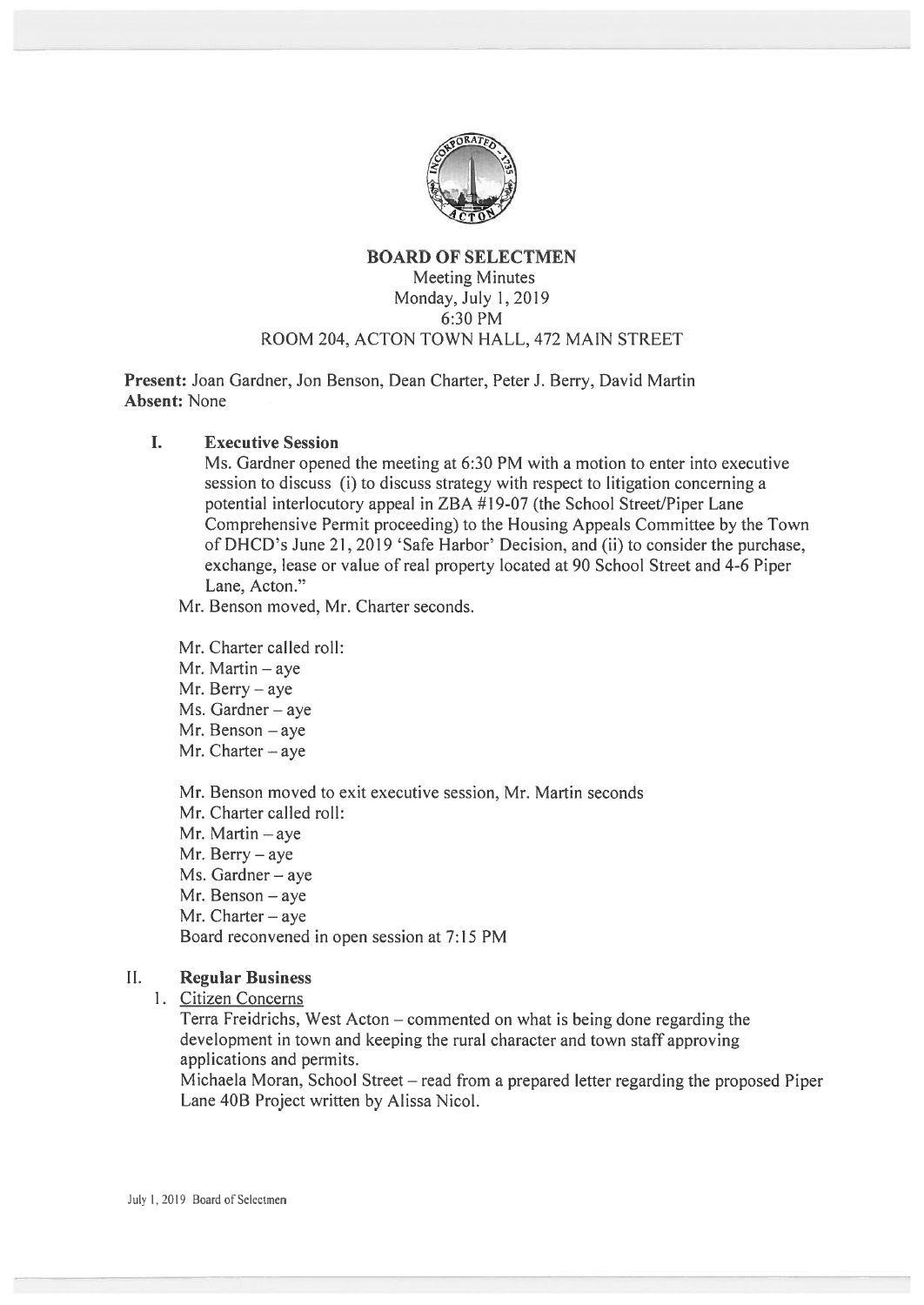# BOARD OF SELECTMEN

Meeting Minutes
Monday, July 1, 2019
6:30 PM
ROOM 204, ACTON TOWN HALL, 472 MAIN STREET

**Present:** Joan Gardner, Jon Benson, Dean Charter, Peter J. Berry, David Martin
**Absent:** None

## I. Executive Session

Ms. Gardner opened the meeting at 6:30 PM with a motion to enter into executive session to discuss (i) to discuss strategy with respect to litigation concerning a potential interlocutory appeal in ZBA #19-07 (the School Street/Piper Lane Comprehensive Permit proceeding) to the Housing Appeals Committee by the Town of DHCD's June 21, 2019 'Safe Harbor' Decision, and (ii) to consider the purchase, exchange, lease or value of real property located at 90 School Street and 4-6 Piper Lane, Acton."

Mr. Benson moved, Mr. Charter seconds.

Mr. Charter called roll:
Mr. Martin – aye
Mr. Berry – aye
Ms. Gardner – aye
Mr. Benson – aye
Mr. Charter – aye

Mr. Benson moved to exit executive session, Mr. Martin seconds
Mr. Charter called roll:
Mr. Martin – aye
Mr. Berry – aye
Ms. Gardner – aye
Mr. Benson – aye
Mr. Charter – aye
Board reconvened in open session at 7:15 PM

## II. Regular Business

1. Citizen Concerns

Terra Freidrichs, West Acton – commented on what is being done regarding the development in town and keeping the rural character and town staff approving applications and permits.

Michaela Moran, School Street – read from a prepared letter regarding the proposed Piper Lane 40B Project written by Alissa Nicol.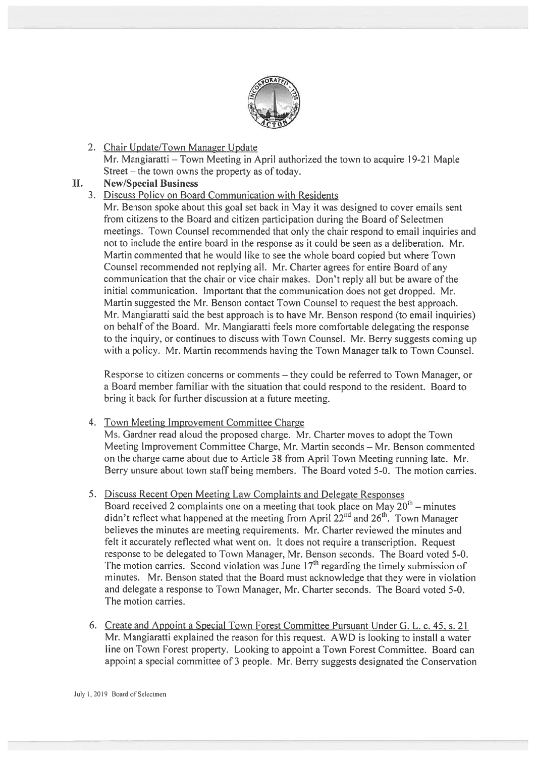2. Chair Update/Town Manager Update

   Mr. Mangiaratti – Town Meeting in April authorized the town to acquire 19-21 Maple Street – the town owns the property as of today.

## II. New/Special Business

3. Discuss Policy on Board Communication with Residents

   Mr. Benson spoke about this goal set back in May it was designed to cover emails sent from citizens to the Board and citizen participation during the Board of Selectmen meetings. Town Counsel recommended that only the chair respond to email inquiries and not to include the entire board in the response as it could be seen as a deliberation. Mr. Martin commented that he would like to see the whole board copied but where Town Counsel recommended not replying all. Mr. Charter agrees for entire Board of any communication that the chair or vice chair makes. Don't reply all but be aware of the initial communication. Important that the communication does not get dropped. Mr. Martin suggested the Mr. Benson contact Town Counsel to request the best approach. Mr. Mangiaratti said the best approach is to have Mr. Benson respond (to email inquiries) on behalf of the Board. Mr. Mangiaratti feels more comfortable delegating the response to the inquiry, or continues to discuss with Town Counsel. Mr. Berry suggests coming up with a policy. Mr. Martin recommends having the Town Manager talk to Town Counsel.

   Response to citizen concerns or comments – they could be referred to Town Manager, or a Board member familiar with the situation that could respond to the resident. Board to bring it back for further discussion at a future meeting.

4. Town Meeting Improvement Committee Charge

   Ms. Gardner read aloud the proposed charge. Mr. Charter moves to adopt the Town Meeting Improvement Committee Charge, Mr. Martin seconds – Mr. Benson commented on the charge came about due to Article 38 from April Town Meeting running late. Mr. Berry unsure about town staff being members. The Board voted 5-0. The motion carries.

5. Discuss Recent Open Meeting Law Complaints and Delegate Responses

   Board received 2 complaints one on a meeting that took place on May 20th – minutes didn't reflect what happened at the meeting from April 22nd and 26th. Town Manager believes the minutes are meeting requirements. Mr. Charter reviewed the minutes and felt it accurately reflected what went on. It does not require a transcription. Request response to be delegated to Town Manager, Mr. Benson seconds. The Board voted 5-0. The motion carries. Second violation was June 17th regarding the timely submission of minutes. Mr. Benson stated that the Board must acknowledge that they were in violation and delegate a response to Town Manager, Mr. Charter seconds. The Board voted 5-0. The motion carries.

6. Create and Appoint a Special Town Forest Committee Pursuant Under G. L. c. 45, s. 21

   Mr. Mangiaratti explained the reason for this request. AWD is looking to install a water line on Town Forest property. Looking to appoint a Town Forest Committee. Board can appoint a special committee of 3 people. Mr. Berry suggests designated the Conservation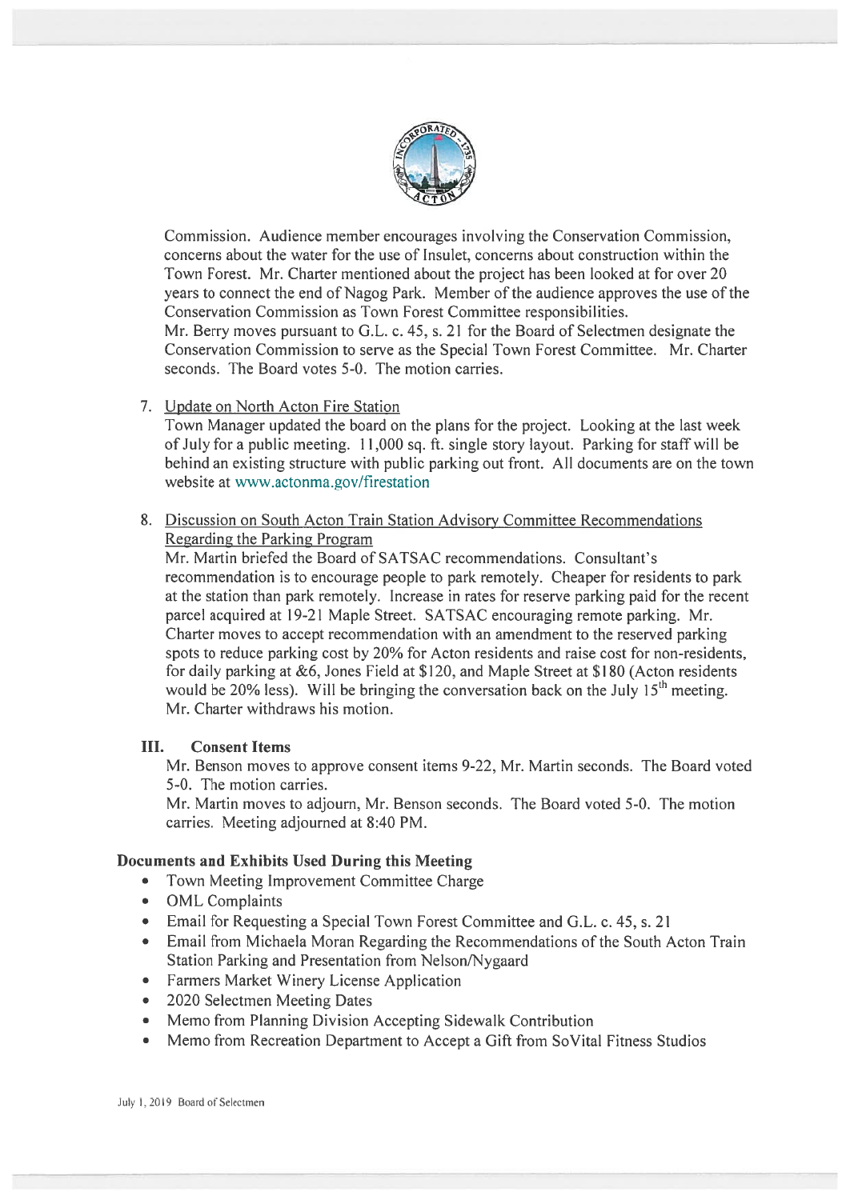Commission. Audience member encourages involving the Conservation Commission, concerns about the water for the use of Insulet, concerns about construction within the Town Forest. Mr. Charter mentioned about the project has been looked at for over 20 years to connect the end of Nagog Park. Member of the audience approves the use of the Conservation Commission as Town Forest Committee responsibilities.
Mr. Berry moves pursuant to G.L. c. 45, s. 21 for the Board of Selectmen designate the Conservation Commission to serve as the Special Town Forest Committee. Mr. Charter seconds. The Board votes 5-0. The motion carries.

7. Update on North Acton Fire Station
Town Manager updated the board on the plans for the project. Looking at the last week of July for a public meeting. 11,000 sq. ft. single story layout. Parking for staff will be behind an existing structure with public parking out front. All documents are on the town website at www.actonma.gov/firestation

8. Discussion on South Acton Train Station Advisory Committee Recommendations Regarding the Parking Program
Mr. Martin briefed the Board of SATSAC recommendations. Consultant's recommendation is to encourage people to park remotely. Cheaper for residents to park at the station than park remotely. Increase in rates for reserve parking paid for the recent parcel acquired at 19-21 Maple Street. SATSAC encouraging remote parking. Mr. Charter moves to accept recommendation with an amendment to the reserved parking spots to reduce parking cost by 20% for Acton residents and raise cost for non-residents, for daily parking at &6, Jones Field at $120, and Maple Street at $180 (Acton residents would be 20% less). Will be bringing the conversation back on the July 15th meeting. Mr. Charter withdraws his motion.

## III. Consent Items

Mr. Benson moves to approve consent items 9-22, Mr. Martin seconds. The Board voted 5-0. The motion carries.
Mr. Martin moves to adjourn, Mr. Benson seconds. The Board voted 5-0. The motion carries. Meeting adjourned at 8:40 PM.

## Documents and Exhibits Used During this Meeting

- Town Meeting Improvement Committee Charge
- OML Complaints
- Email for Requesting a Special Town Forest Committee and G.L. c. 45, s. 21
- Email from Michaela Moran Regarding the Recommendations of the South Acton Train Station Parking and Presentation from Nelson/Nygaard
- Farmers Market Winery License Application
- 2020 Selectmen Meeting Dates
- Memo from Planning Division Accepting Sidewalk Contribution
- Memo from Recreation Department to Accept a Gift from SoVital Fitness Studios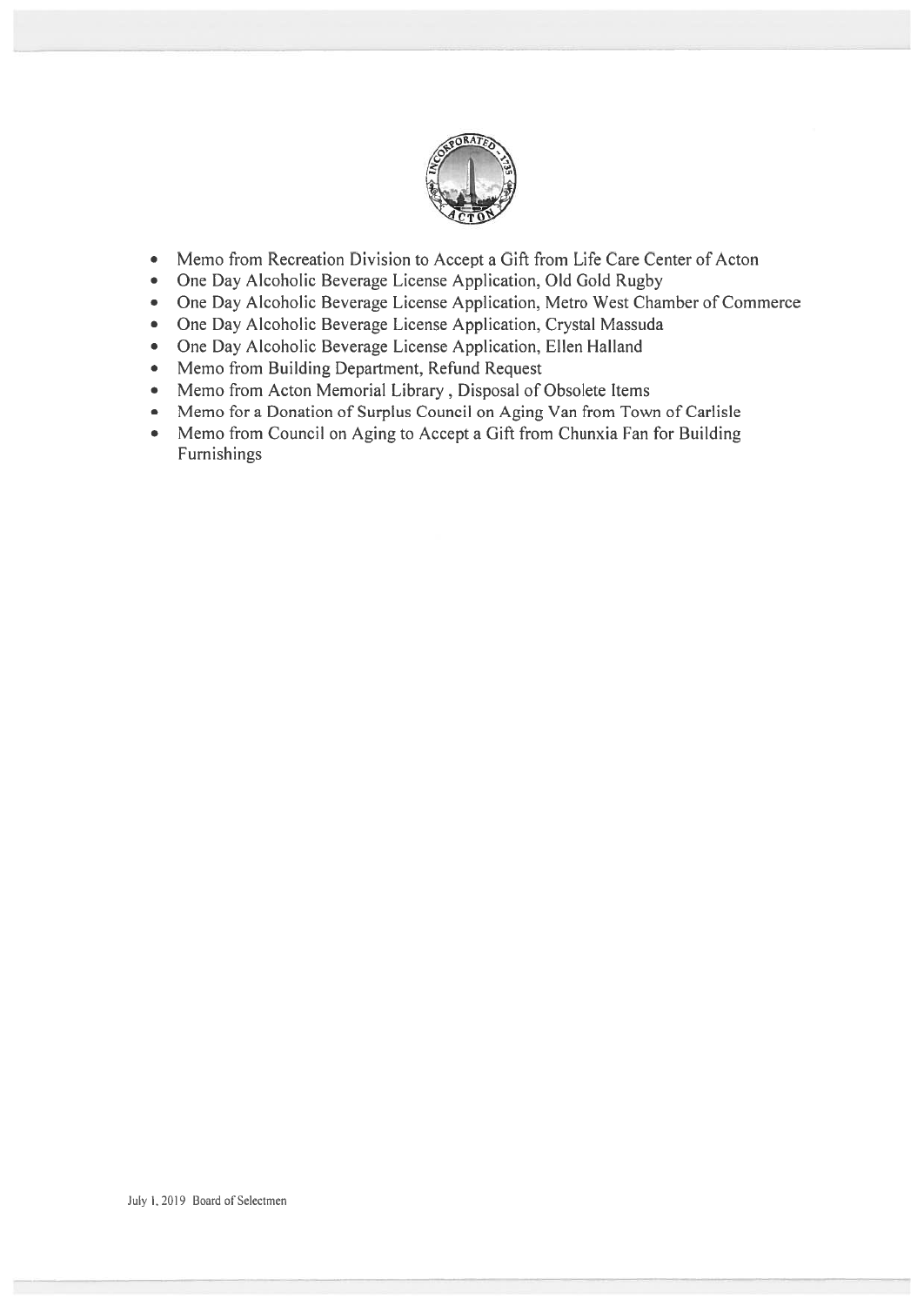- Memo from Recreation Division to Accept a Gift from Life Care Center of Acton
- One Day Alcoholic Beverage License Application, Old Gold Rugby
- One Day Alcoholic Beverage License Application, Metro West Chamber of Commerce
- One Day Alcoholic Beverage License Application, Crystal Massuda
- One Day Alcoholic Beverage License Application, Ellen Halland
- Memo from Building Department, Refund Request
- Memo from Acton Memorial Library , Disposal of Obsolete Items
- Memo for a Donation of Surplus Council on Aging Van from Town of Carlisle
- Memo from Council on Aging to Accept a Gift from Chunxia Fan for Building Furnishings